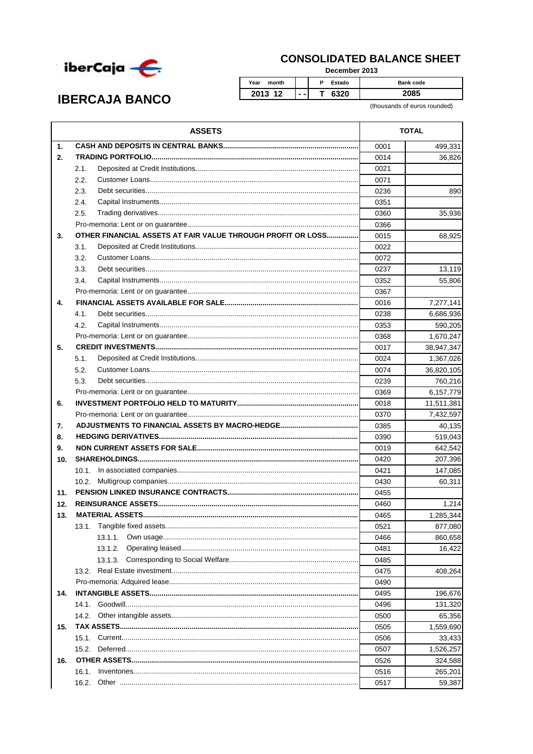# IBERCAJA BANCO

## CONSOLIDATED BALANCE SHEET

December 2013

| Year month | | P Estado | Bank code |
|---|---|---|---|
| 2013 12 | - - | T 6320 | 2085 |

(thousands of euros rounded)

| ASSETS | | TOTAL |
|---|---|---|
| **1. CASH AND DEPOSITS IN CENTRAL BANKS** | 0001 | 499,331 |
| **2. TRADING PORTFOLIO** | 0014 | 36,826 |
| 2.1. Deposited at Credit Institutions | 0021 | |
| 2.2. Customer Loans | 0071 | |
| 2.3. Debt securities | 0236 | 890 |
| 2.4. Capital Instruments | 0351 | |
| 2.5. Trading derivatives | 0360 | 35,936 |
| Pro-memoria: Lent or on guarantee | 0366 | |
| **3. OTHER FINANCIAL ASSETS AT FAIR VALUE THROUGH PROFIT OR LOSS** | 0015 | 68,925 |
| 3.1. Deposited at Credit Institutions | 0022 | |
| 3.2. Customer Loans | 0072 | |
| 3.3. Debt securities | 0237 | 13,119 |
| 3.4. Capital Instruments | 0352 | 55,806 |
| Pro-memoria: Lent or on guarantee | 0367 | |
| **4. FINANCIAL ASSETS AVAILABLE FOR SALE** | 0016 | 7,277,141 |
| 4.1. Debt securities | 0238 | 6,686,936 |
| 4.2. Capital Instruments | 0353 | 590,205 |
| Pro-memoria: Lent or on guarantee | 0368 | 1,670,247 |
| **5. CREDIT INVESTMENTS** | 0017 | 38,947,347 |
| 5.1. Deposited at Credit Institutions | 0024 | 1,367,026 |
| 5.2. Customer Loans | 0074 | 36,820,105 |
| 5.3. Debt securities | 0239 | 760,216 |
| Pro-memoria: Lent or on guarantee | 0369 | 6,157,779 |
| **6. INVESTMENT PORTFOLIO HELD TO MATURITY** | 0018 | 11,511,381 |
| Pro-memoria: Lent or on guarantee | 0370 | 7,432,597 |
| **7. ADJUSTMENTS TO FINANCIAL ASSETS BY MACRO-HEDGE** | 0385 | 40,135 |
| **8. HEDGING DERIVATIVES** | 0390 | 519,043 |
| **9. NON CURRENT ASSETS FOR SALE** | 0019 | 642,542 |
| **10. SHAREHOLDINGS** | 0420 | 207,396 |
| 10.1. In associated companies | 0421 | 147,085 |
| 10.2. Multigroup companies | 0430 | 60,311 |
| **11. PENSION LINKED INSURANCE CONTRACTS** | 0455 | |
| **12. REINSURANCE ASSETS** | 0460 | 1,214 |
| **13. MATERIAL ASSETS** | 0465 | 1,285,344 |
| 13.1. Tangible fixed assets | 0521 | 877,080 |
| 13.1.1. Own usage | 0466 | 860,658 |
| 13.1.2. Operating leased | 0481 | 16,422 |
| 13.1.3. Corresponding to Social Welfare | 0485 | |
| 13.2. Real Estate investment | 0475 | 408,264 |
| Pro-memoria: Adquired lease | 0490 | |
| **14. INTANGIBLE ASSETS** | 0495 | 196,676 |
| 14.1. Goodwill | 0496 | 131,320 |
| 14.2. Other intangible assets | 0500 | 65,356 |
| **15. TAX ASSETS** | 0505 | 1,559,690 |
| 15.1. Current | 0506 | 33,433 |
| 15.2. Deferred | 0507 | 1,526,257 |
| **16. OTHER ASSETS** | 0526 | 324,588 |
| 16.1. Inventories | 0516 | 265,201 |
| 16.2. Other | 0517 | 59,387 |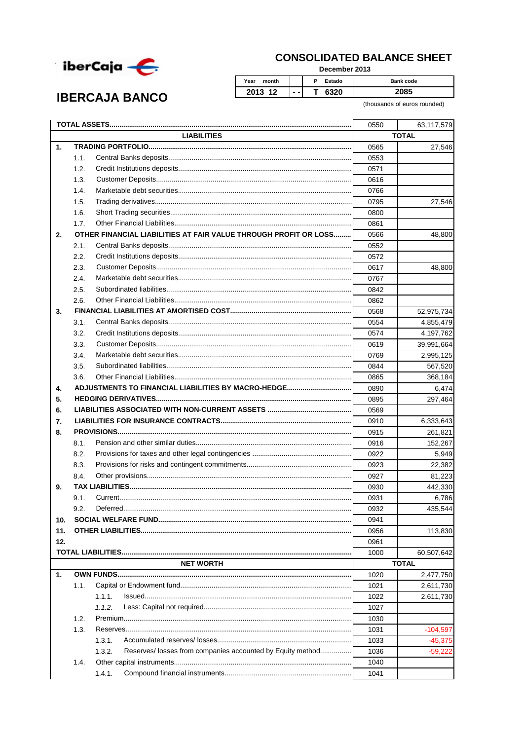iberCaja

# IBERCAJA BANCO

## CONSOLIDATED BALANCE SHEET

December 2013

| Year month | | P Estado | Bank code |
|---|---|---|---|
| 2013 12 | - - | T 6320 | 2085 |

(thousands of euros rounded)

| | | | | |
|---|---|---|---|---|
| **TOTAL ASSETS** | | | 0550 | 63,117,579 |
| | **LIABILITIES** | | | **TOTAL** |
| **1.** | **TRADING PORTFOLIO** | | 0565 | 27,546 |
| | 1.1. | Central Banks deposits | 0553 | |
| | 1.2. | Credit Institutions deposits | 0571 | |
| | 1.3. | Customer Deposits | 0616 | |
| | 1.4. | Marketable debt securities | 0766 | |
| | 1.5. | Trading derivatives | 0795 | 27,546 |
| | 1.6. | Short Trading securities | 0800 | |
| | 1.7. | Other Financial Liabilities | 0861 | |
| **2.** | **OTHER FINANCIAL LIABILITIES AT FAIR VALUE THROUGH PROFIT OR LOSS** | | 0566 | 48,800 |
| | 2.1. | Central Banks deposits | 0552 | |
| | 2.2. | Credit Institutions deposits | 0572 | |
| | 2.3. | Customer Deposits | 0617 | 48,800 |
| | 2.4. | Marketable debt securities | 0767 | |
| | 2.5. | Subordinated liabilities | 0842 | |
| | 2.6. | Other Financial Liabilities | 0862 | |
| **3.** | **FINANCIAL LIABILITIES AT AMORTISED COST** | | 0568 | 52,975,734 |
| | 3.1. | Central Banks deposits | 0554 | 4,855,479 |
| | 3.2. | Credit Institutions deposits | 0574 | 4,197,762 |
| | 3.3. | Customer Deposits | 0619 | 39,991,664 |
| | 3.4. | Marketable debt securities | 0769 | 2,995,125 |
| | 3.5. | Subordinated liabilities | 0844 | 567,520 |
| | 3.6. | Other Financial Liabilities | 0865 | 368,184 |
| **4.** | **ADJUSTMENTS TO FINANCIAL LIABILITIES BY MACRO-HEDGE** | | 0890 | 6,474 |
| **5.** | **HEDGING DERIVATIVES** | | 0895 | 297,464 |
| **6.** | **LIABILITIES ASSOCIATED WITH NON-CURRENT ASSETS** | | 0569 | |
| **7.** | **LIABILITIES FOR INSURANCE CONTRACTS** | | 0910 | 6,333,643 |
| **8.** | **PROVISIONS** | | 0915 | 261,821 |
| | 8.1. | Pension and other similar duties | 0916 | 152,267 |
| | 8.2. | Provisions for taxes and other legal contingencies | 0922 | 5,949 |
| | 8.3. | Provisions for risks and contingent commitments | 0923 | 22,382 |
| | 8.4. | Other provisions | 0927 | 81,223 |
| **9.** | **TAX LIABILITIES** | | 0930 | 442,330 |
| | 9.1. | Current | 0931 | 6,786 |
| | 9.2. | Deferred | 0932 | 435,544 |
| **10.** | **SOCIAL WELFARE FUND** | | 0941 | |
| **11.** | **OTHER LIABILITIES** | | 0956 | 113,830 |
| **12.** | | | 0961 | |
| **TOTAL LIABILITIES** | | | 1000 | 60,507,642 |
| | **NET WORTH** | | | **TOTAL** |
| **1.** | **OWN FUNDS** | | 1020 | 2,477,750 |
| | 1.1. | Capital or Endowment fund | 1021 | 2,611,730 |
| | 1.1.1. | Issued | 1022 | 2,611,730 |
| | *1.1.2.* | Less: Capital not required | 1027 | |
| | 1.2. | Premium | 1030 | |
| | 1.3. | Reserves | 1031 | -104,597 |
| | 1.3.1. | Accumulated reserves/ losses | 1033 | -45,375 |
| | 1.3.2. | Reserves/ losses from companies accounted by Equity method | 1036 | -59,222 |
| | 1.4. | Other capital instruments | 1040 | |
| | 1.4.1. | Compound financial instruments | 1041 | |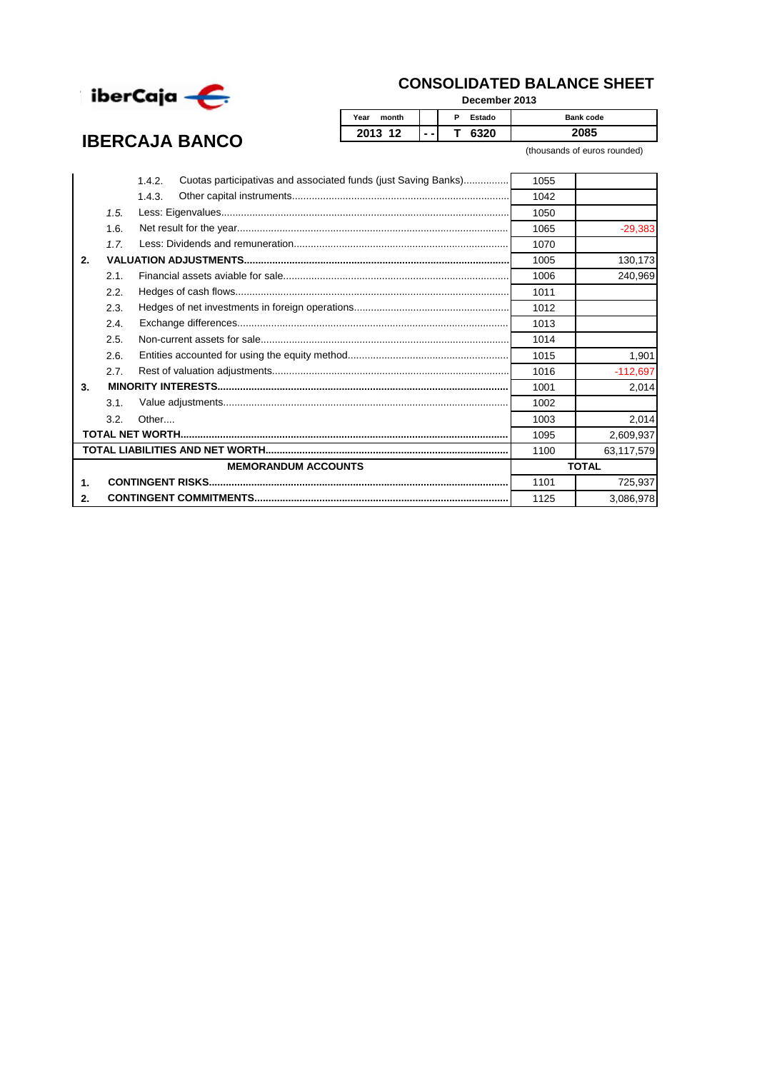# IBERCAJA BANCO

## CONSOLIDATED BALANCE SHEET

**December 2013**

| Year month | | P | Estado | Bank code |
|---|---|---|---|---|
| 2013 12 | - - | T | 6320 | 2085 |

(thousands of euros rounded)

| | | | |
|---|---|---|---|
| | 1.4.2. Cuotas participativas and associated funds (just Saving Banks)................ | 1055 | |
| | 1.4.3. Other capital instruments............................................................ | 1042 | |
| | *1.5.* Less: Eigenvalues..................................................................... | 1050 | |
| | 1.6. Net result for the year............................................................... | 1065 | -29,383 |
| | *1.7.* Less: Dividends and remuneration........................................................... | 1070 | |
| **2.** | **VALUATION ADJUSTMENTS............................................................** | 1005 | 130,173 |
| | 2.1. Financial assets aviable for sale.............................................................. | 1006 | 240,969 |
| | 2.2. Hedges of cash flows................................................................ | 1011 | |
| | 2.3. Hedges of net investments in foreign operations....................................................... | 1012 | |
| | 2.4. Exchange differences............................................................... | 1013 | |
| | 2.5. Non-current assets for sale....................................................... | 1014 | |
| | 2.6. Entities accounted for using the equity method......................................................... | 1015 | 1,901 |
| | 2.7. Rest of valuation adjustments................................................................... | 1016 | -112,697 |
| **3.** | **MINORITY INTERESTS.....................................................................** | 1001 | 2,014 |
| | 3.1. Value adjustments.................................................................... | 1002 | |
| | 3.2. Other.... | 1003 | 2,014 |
| **TOTAL NET WORTH..................................................................** | | 1095 | 2,609,937 |
| **TOTAL LIABILITIES AND NET WORTH....................................................................** | | 1100 | 63,117,579 |
| | **MEMORANDUM ACCOUNTS** | | **TOTAL** |
| **1.** | **CONTINGENT RISKS.......................................................................** | 1101 | 725,937 |
| **2.** | **CONTINGENT COMMITMENTS.........................................................................** | 1125 | 3,086,978 |